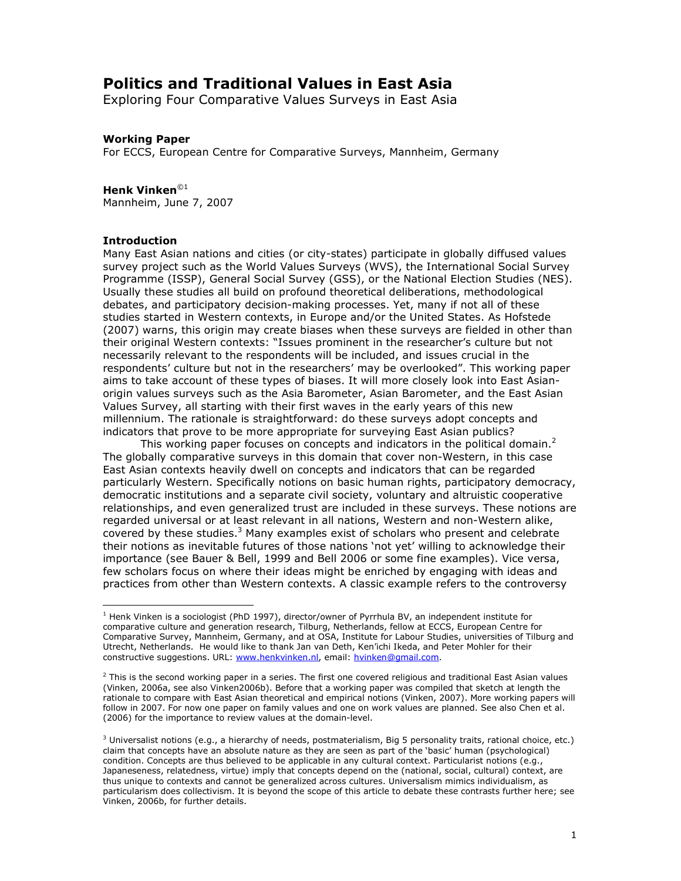# Politics and Traditional Values in East Asia

Exploring Four Comparative Values Surveys in East Asia

**Working Paper**

For ECCS, European Centre for Comparative Surveys, Mannheim, Germany

**Henk Vinken**©[1]

Mannheim, June 7, 2007

### Introduction

Many East Asian nations and cities (or city-states) participate in globally diffused values survey project such as the World Values Surveys (WVS), the International Social Survey Programme (ISSP), General Social Survey (GSS), or the National Election Studies (NES). Usually these studies all build on profound theoretical deliberations, methodological debates, and participatory decision-making processes. Yet, many if not all of these studies started in Western contexts, in Europe and/or the United States. As Hofstede (2007) warns, this origin may create biases when these surveys are fielded in other than their original Western contexts: "Issues prominent in the researcher's culture but not necessarily relevant to the respondents will be included, and issues crucial in the respondents' culture but not in the researchers' may be overlooked". This working paper aims to take account of these types of biases. It will more closely look into East Asian-origin values surveys such as the Asia Barometer, Asian Barometer, and the East Asian Values Survey, all starting with their first waves in the early years of this new millennium. The rationale is straightforward: do these surveys adopt concepts and indicators that prove to be more appropriate for surveying East Asian publics?

This working paper focuses on concepts and indicators in the political domain.[2] The globally comparative surveys in this domain that cover non-Western, in this case East Asian contexts heavily dwell on concepts and indicators that can be regarded particularly Western. Specifically notions on basic human rights, participatory democracy, democratic institutions and a separate civil society, voluntary and altruistic cooperative relationships, and even generalized trust are included in these surveys. These notions are regarded universal or at least relevant in all nations, Western and non-Western alike, covered by these studies.[3] Many examples exist of scholars who present and celebrate their notions as inevitable futures of those nations 'not yet' willing to acknowledge their importance (see Bauer & Bell, 1999 and Bell 2006 or some fine examples). Vice versa, few scholars focus on where their ideas might be enriched by engaging with ideas and practices from other than Western contexts. A classic example refers to the controversy

---

[1] Henk Vinken is a sociologist (PhD 1997), director/owner of Pyrrhula BV, an independent institute for comparative culture and generation research, Tilburg, Netherlands, fellow at ECCS, European Centre for Comparative Survey, Mannheim, Germany, and at OSA, Institute for Labour Studies, universities of Tilburg and Utrecht, Netherlands. He would like to thank Jan van Deth, Ken'ichi Ikeda, and Peter Mohler for their constructive suggestions. URL: www.henkvinken.nl, email: hvinken@gmail.com.

[2] This is the second working paper in a series. The first one covered religious and traditional East Asian values (Vinken, 2006a, see also Vinken2006b). Before that a working paper was compiled that sketch at length the rationale to compare with East Asian theoretical and empirical notions (Vinken, 2007). More working papers will follow in 2007. For now one paper on family values and one on work values are planned. See also Chen et al. (2006) for the importance to review values at the domain-level.

[3] Universalist notions (e.g., a hierarchy of needs, postmaterialism, Big 5 personality traits, rational choice, etc.) claim that concepts have an absolute nature as they are seen as part of the 'basic' human (psychological) condition. Concepts are thus believed to be applicable in any cultural context. Particularist notions (e.g., Japaneseness, relatedness, virtue) imply that concepts depend on the (national, social, cultural) context, are thus unique to contexts and cannot be generalized across cultures. Universalism mimics individualism, as particularism does collectivism. It is beyond the scope of this article to debate these contrasts further here; see Vinken, 2006b, for further details.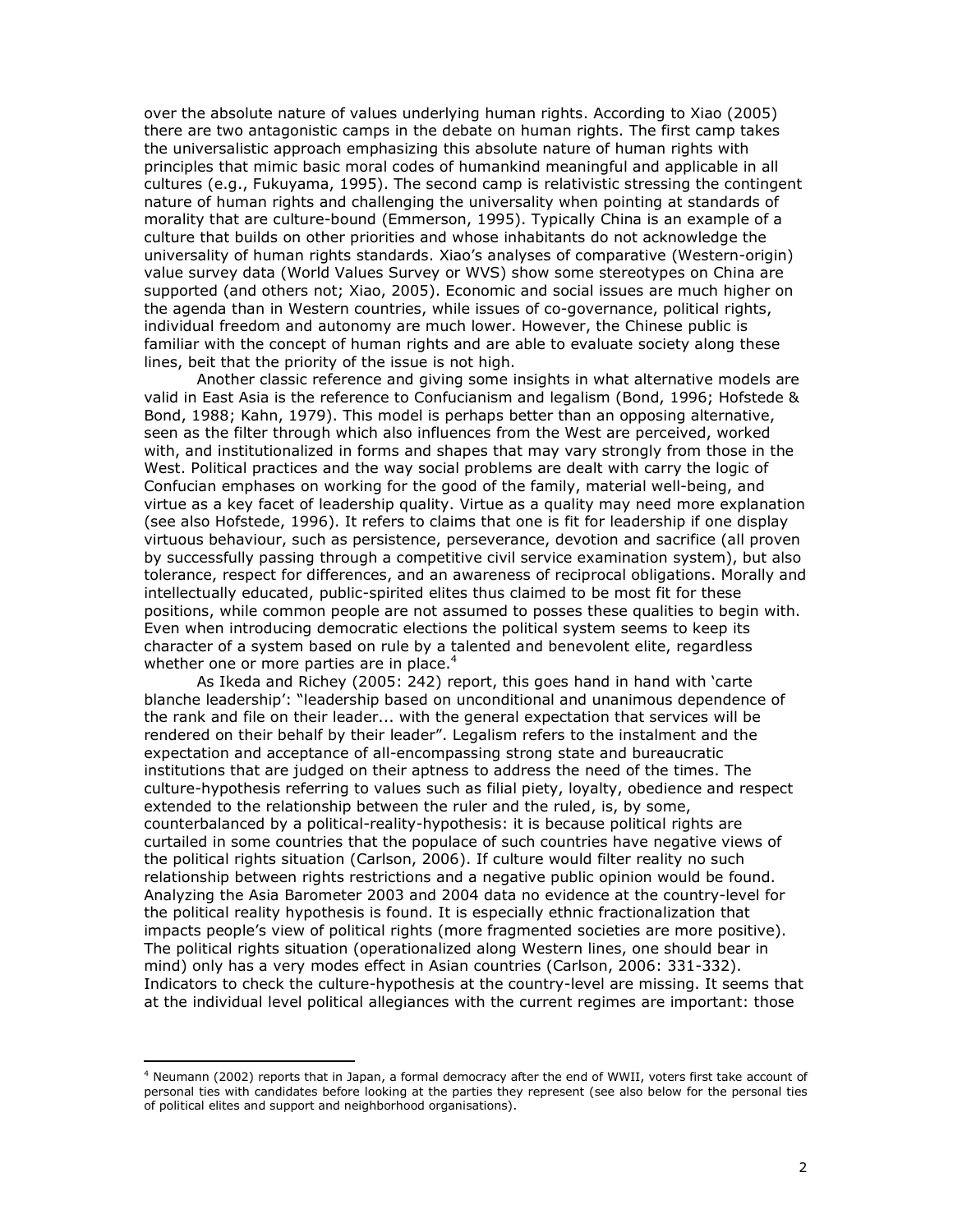over the absolute nature of values underlying human rights. According to Xiao (2005) there are two antagonistic camps in the debate on human rights. The first camp takes the universalistic approach emphasizing this absolute nature of human rights with principles that mimic basic moral codes of humankind meaningful and applicable in all cultures (e.g., Fukuyama, 1995). The second camp is relativistic stressing the contingent nature of human rights and challenging the universality when pointing at standards of morality that are culture-bound (Emmerson, 1995). Typically China is an example of a culture that builds on other priorities and whose inhabitants do not acknowledge the universality of human rights standards. Xiao's analyses of comparative (Western-origin) value survey data (World Values Survey or WVS) show some stereotypes on China are supported (and others not; Xiao, 2005). Economic and social issues are much higher on the agenda than in Western countries, while issues of co-governance, political rights, individual freedom and autonomy are much lower. However, the Chinese public is familiar with the concept of human rights and are able to evaluate society along these lines, beit that the priority of the issue is not high.

Another classic reference and giving some insights in what alternative models are valid in East Asia is the reference to Confucianism and legalism (Bond, 1996; Hofstede & Bond, 1988; Kahn, 1979). This model is perhaps better than an opposing alternative, seen as the filter through which also influences from the West are perceived, worked with, and institutionalized in forms and shapes that may vary strongly from those in the West. Political practices and the way social problems are dealt with carry the logic of Confucian emphases on working for the good of the family, material well-being, and virtue as a key facet of leadership quality. Virtue as a quality may need more explanation (see also Hofstede, 1996). It refers to claims that one is fit for leadership if one display virtuous behaviour, such as persistence, perseverance, devotion and sacrifice (all proven by successfully passing through a competitive civil service examination system), but also tolerance, respect for differences, and an awareness of reciprocal obligations. Morally and intellectually educated, public-spirited elites thus claimed to be most fit for these positions, while common people are not assumed to posses these qualities to begin with. Even when introducing democratic elections the political system seems to keep its character of a system based on rule by a talented and benevolent elite, regardless whether one or more parties are in place.[4]

As Ikeda and Richey (2005: 242) report, this goes hand in hand with 'carte blanche leadership': "leadership based on unconditional and unanimous dependence of the rank and file on their leader... with the general expectation that services will be rendered on their behalf by their leader". Legalism refers to the instalment and the expectation and acceptance of all-encompassing strong state and bureaucratic institutions that are judged on their aptness to address the need of the times. The culture-hypothesis referring to values such as filial piety, loyalty, obedience and respect extended to the relationship between the ruler and the ruled, is, by some, counterbalanced by a political-reality-hypothesis: it is because political rights are curtailed in some countries that the populace of such countries have negative views of the political rights situation (Carlson, 2006). If culture would filter reality no such relationship between rights restrictions and a negative public opinion would be found. Analyzing the Asia Barometer 2003 and 2004 data no evidence at the country-level for the political reality hypothesis is found. It is especially ethnic fractionalization that impacts people's view of political rights (more fragmented societies are more positive). The political rights situation (operationalized along Western lines, one should bear in mind) only has a very modes effect in Asian countries (Carlson, 2006: 331-332). Indicators to check the culture-hypothesis at the country-level are missing. It seems that at the individual level political allegiances with the current regimes are important: those

[4] Neumann (2002) reports that in Japan, a formal democracy after the end of WWII, voters first take account of personal ties with candidates before looking at the parties they represent (see also below for the personal ties of political elites and support and neighborhood organisations).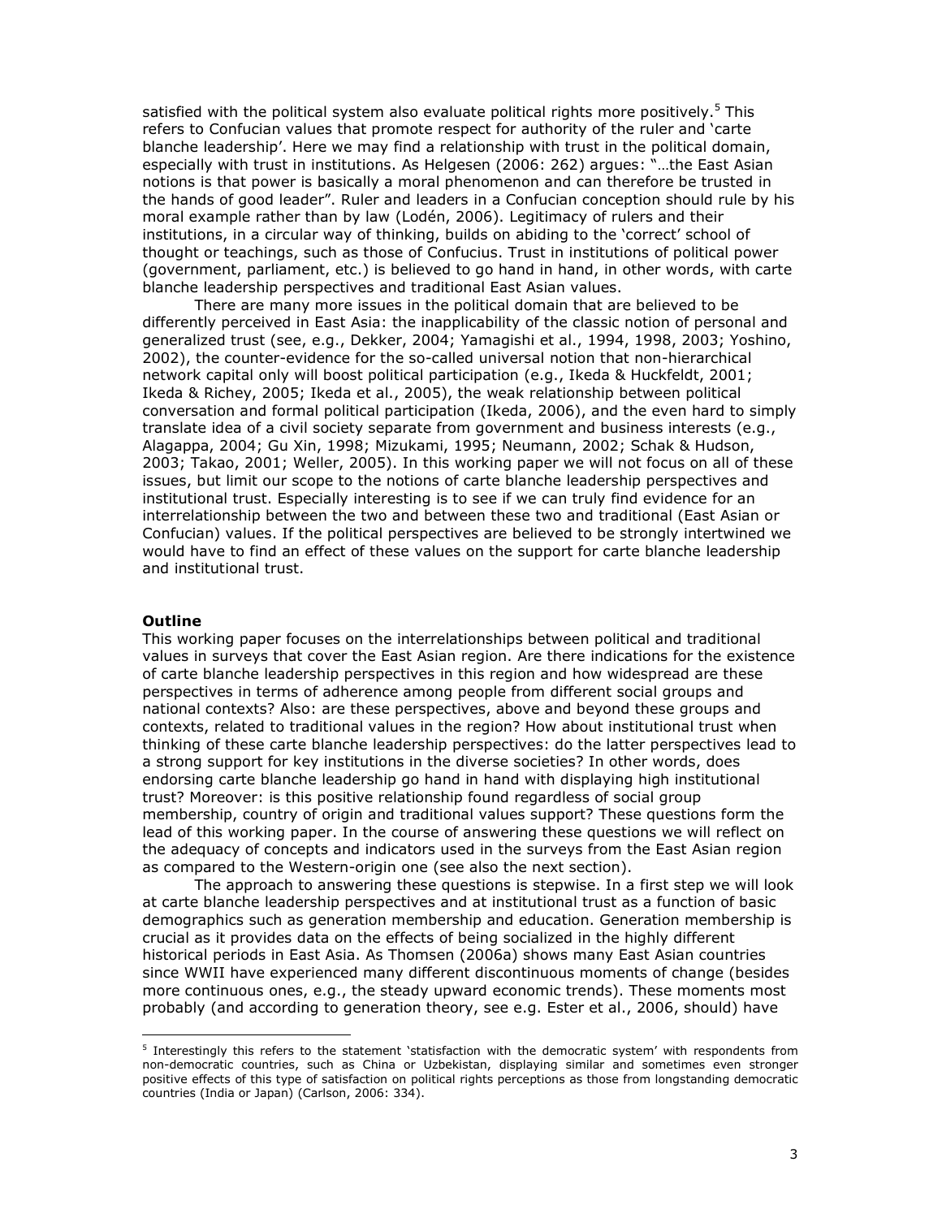satisfied with the political system also evaluate political rights more positively.[5] This refers to Confucian values that promote respect for authority of the ruler and 'carte blanche leadership'. Here we may find a relationship with trust in the political domain, especially with trust in institutions. As Helgesen (2006: 262) argues: "…the East Asian notions is that power is basically a moral phenomenon and can therefore be trusted in the hands of good leader". Ruler and leaders in a Confucian conception should rule by his moral example rather than by law (Lodén, 2006). Legitimacy of rulers and their institutions, in a circular way of thinking, builds on abiding to the 'correct' school of thought or teachings, such as those of Confucius. Trust in institutions of political power (government, parliament, etc.) is believed to go hand in hand, in other words, with carte blanche leadership perspectives and traditional East Asian values.

There are many more issues in the political domain that are believed to be differently perceived in East Asia: the inapplicability of the classic notion of personal and generalized trust (see, e.g., Dekker, 2004; Yamagishi et al., 1994, 1998, 2003; Yoshino, 2002), the counter-evidence for the so-called universal notion that non-hierarchical network capital only will boost political participation (e.g., Ikeda & Huckfeldt, 2001; Ikeda & Richey, 2005; Ikeda et al., 2005), the weak relationship between political conversation and formal political participation (Ikeda, 2006), and the even hard to simply translate idea of a civil society separate from government and business interests (e.g., Alagappa, 2004; Gu Xin, 1998; Mizukami, 1995; Neumann, 2002; Schak & Hudson, 2003; Takao, 2001; Weller, 2005). In this working paper we will not focus on all of these issues, but limit our scope to the notions of carte blanche leadership perspectives and institutional trust. Especially interesting is to see if we can truly find evidence for an interrelationship between the two and between these two and traditional (East Asian or Confucian) values. If the political perspectives are believed to be strongly intertwined we would have to find an effect of these values on the support for carte blanche leadership and institutional trust.

**Outline**

This working paper focuses on the interrelationships between political and traditional values in surveys that cover the East Asian region. Are there indications for the existence of carte blanche leadership perspectives in this region and how widespread are these perspectives in terms of adherence among people from different social groups and national contexts? Also: are these perspectives, above and beyond these groups and contexts, related to traditional values in the region? How about institutional trust when thinking of these carte blanche leadership perspectives: do the latter perspectives lead to a strong support for key institutions in the diverse societies? In other words, does endorsing carte blanche leadership go hand in hand with displaying high institutional trust? Moreover: is this positive relationship found regardless of social group membership, country of origin and traditional values support? These questions form the lead of this working paper. In the course of answering these questions we will reflect on the adequacy of concepts and indicators used in the surveys from the East Asian region as compared to the Western-origin one (see also the next section).

The approach to answering these questions is stepwise. In a first step we will look at carte blanche leadership perspectives and at institutional trust as a function of basic demographics such as generation membership and education. Generation membership is crucial as it provides data on the effects of being socialized in the highly different historical periods in East Asia. As Thomsen (2006a) shows many East Asian countries since WWII have experienced many different discontinuous moments of change (besides more continuous ones, e.g., the steady upward economic trends). These moments most probably (and according to generation theory, see e.g. Ester et al., 2006, should) have

[5] Interestingly this refers to the statement 'satisfaction with the democratic system' with respondents from non-democratic countries, such as China or Uzbekistan, displaying similar and sometimes even stronger positive effects of this type of satisfaction on political rights perceptions as those from longstanding democratic countries (India or Japan) (Carlson, 2006: 334).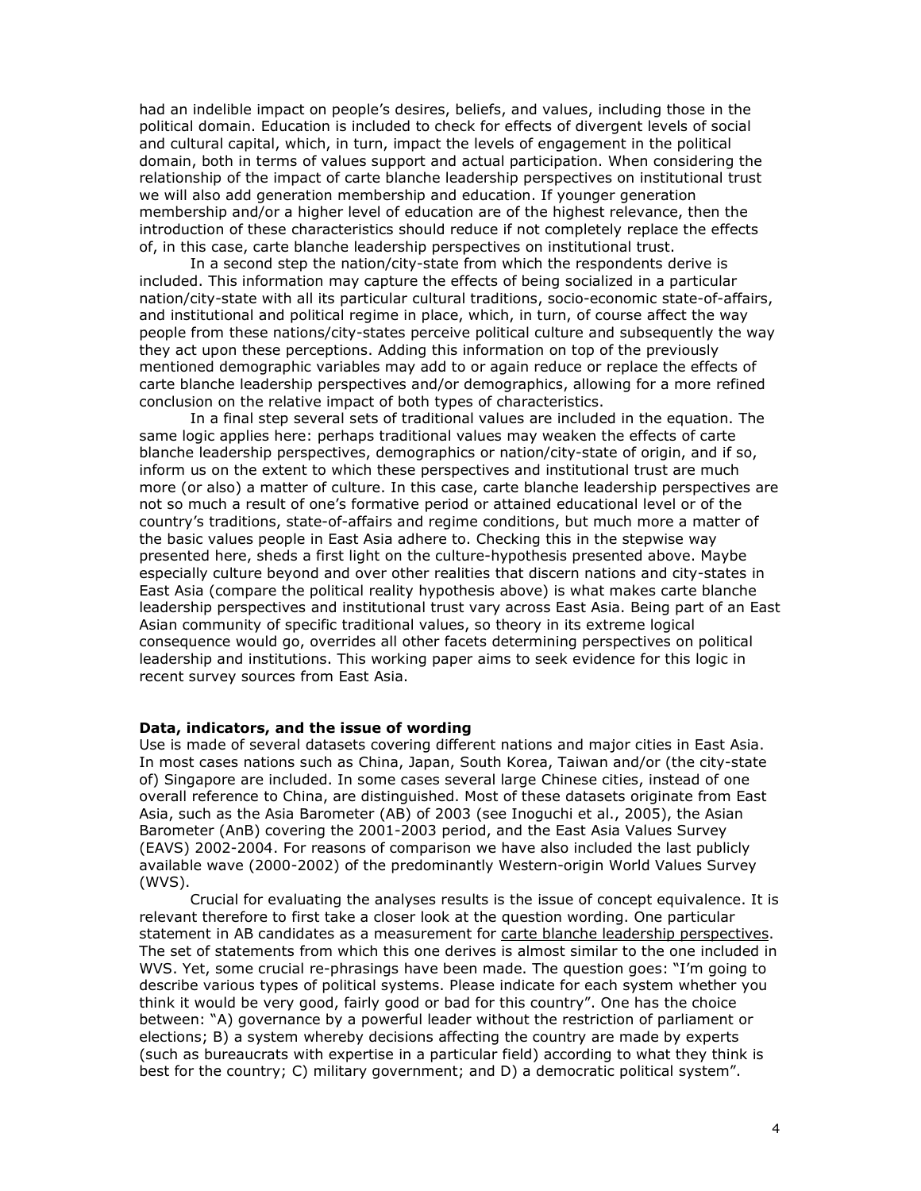had an indelible impact on people's desires, beliefs, and values, including those in the political domain. Education is included to check for effects of divergent levels of social and cultural capital, which, in turn, impact the levels of engagement in the political domain, both in terms of values support and actual participation. When considering the relationship of the impact of carte blanche leadership perspectives on institutional trust we will also add generation membership and education. If younger generation membership and/or a higher level of education are of the highest relevance, then the introduction of these characteristics should reduce if not completely replace the effects of, in this case, carte blanche leadership perspectives on institutional trust.

In a second step the nation/city-state from which the respondents derive is included. This information may capture the effects of being socialized in a particular nation/city-state with all its particular cultural traditions, socio-economic state-of-affairs, and institutional and political regime in place, which, in turn, of course affect the way people from these nations/city-states perceive political culture and subsequently the way they act upon these perceptions. Adding this information on top of the previously mentioned demographic variables may add to or again reduce or replace the effects of carte blanche leadership perspectives and/or demographics, allowing for a more refined conclusion on the relative impact of both types of characteristics.

In a final step several sets of traditional values are included in the equation. The same logic applies here: perhaps traditional values may weaken the effects of carte blanche leadership perspectives, demographics or nation/city-state of origin, and if so, inform us on the extent to which these perspectives and institutional trust are much more (or also) a matter of culture. In this case, carte blanche leadership perspectives are not so much a result of one's formative period or attained educational level or of the country's traditions, state-of-affairs and regime conditions, but much more a matter of the basic values people in East Asia adhere to. Checking this in the stepwise way presented here, sheds a first light on the culture-hypothesis presented above. Maybe especially culture beyond and over other realities that discern nations and city-states in East Asia (compare the political reality hypothesis above) is what makes carte blanche leadership perspectives and institutional trust vary across East Asia. Being part of an East Asian community of specific traditional values, so theory in its extreme logical consequence would go, overrides all other facets determining perspectives on political leadership and institutions. This working paper aims to seek evidence for this logic in recent survey sources from East Asia.

**Data, indicators, and the issue of wording**

Use is made of several datasets covering different nations and major cities in East Asia. In most cases nations such as China, Japan, South Korea, Taiwan and/or (the city-state of) Singapore are included. In some cases several large Chinese cities, instead of one overall reference to China, are distinguished. Most of these datasets originate from East Asia, such as the Asia Barometer (AB) of 2003 (see Inoguchi et al., 2005), the Asian Barometer (AnB) covering the 2001-2003 period, and the East Asia Values Survey (EAVS) 2002-2004. For reasons of comparison we have also included the last publicly available wave (2000-2002) of the predominantly Western-origin World Values Survey (WVS).

Crucial for evaluating the analyses results is the issue of concept equivalence. It is relevant therefore to first take a closer look at the question wording. One particular statement in AB candidates as a measurement for carte blanche leadership perspectives. The set of statements from which this one derives is almost similar to the one included in WVS. Yet, some crucial re-phrasings have been made. The question goes: "I'm going to describe various types of political systems. Please indicate for each system whether you think it would be very good, fairly good or bad for this country". One has the choice between: "A) governance by a powerful leader without the restriction of parliament or elections; B) a system whereby decisions affecting the country are made by experts (such as bureaucrats with expertise in a particular field) according to what they think is best for the country; C) military government; and D) a democratic political system".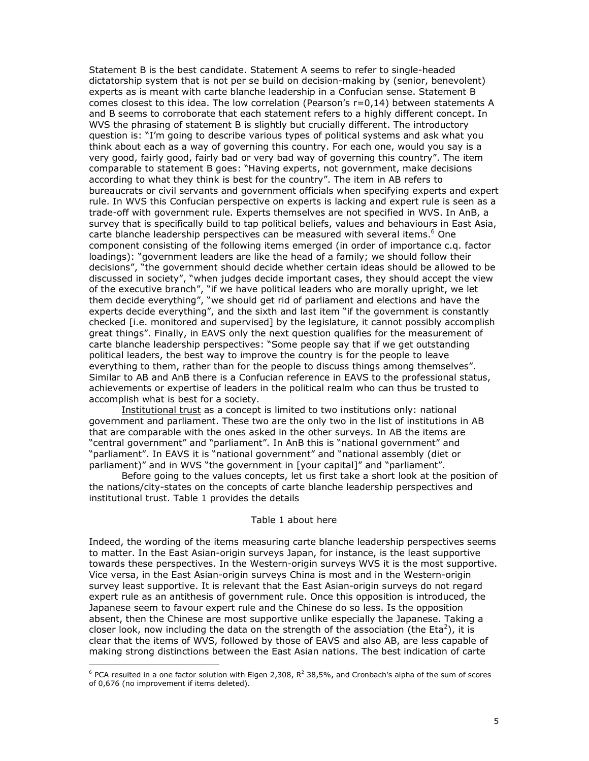Statement B is the best candidate. Statement A seems to refer to single-headed dictatorship system that is not per se build on decision-making by (senior, benevolent) experts as is meant with carte blanche leadership in a Confucian sense. Statement B comes closest to this idea. The low correlation (Pearson's r=0,14) between statements A and B seems to corroborate that each statement refers to a highly different concept. In WVS the phrasing of statement B is slightly but crucially different. The introductory question is: "I'm going to describe various types of political systems and ask what you think about each as a way of governing this country. For each one, would you say is a very good, fairly good, fairly bad or very bad way of governing this country". The item comparable to statement B goes: "Having experts, not government, make decisions according to what they think is best for the country". The item in AB refers to bureaucrats or civil servants and government officials when specifying experts and expert rule. In WVS this Confucian perspective on experts is lacking and expert rule is seen as a trade-off with government rule. Experts themselves are not specified in WVS. In AnB, a survey that is specifically build to tap political beliefs, values and behaviours in East Asia, carte blanche leadership perspectives can be measured with several items.[6] One component consisting of the following items emerged (in order of importance c.q. factor loadings): "government leaders are like the head of a family; we should follow their decisions", "the government should decide whether certain ideas should be allowed to be discussed in society", "when judges decide important cases, they should accept the view of the executive branch", "if we have political leaders who are morally upright, we let them decide everything", "we should get rid of parliament and elections and have the experts decide everything", and the sixth and last item "if the government is constantly checked [i.e. monitored and supervised] by the legislature, it cannot possibly accomplish great things". Finally, in EAVS only the next question qualifies for the measurement of carte blanche leadership perspectives: "Some people say that if we get outstanding political leaders, the best way to improve the country is for the people to leave everything to them, rather than for the people to discuss things among themselves". Similar to AB and AnB there is a Confucian reference in EAVS to the professional status, achievements or expertise of leaders in the political realm who can thus be trusted to accomplish what is best for a society.

Institutional trust as a concept is limited to two institutions only: national government and parliament. These two are the only two in the list of institutions in AB that are comparable with the ones asked in the other surveys. In AB the items are "central government" and "parliament". In AnB this is "national government" and "parliament". In EAVS it is "national government" and "national assembly (diet or parliament)" and in WVS "the government in [your capital]" and "parliament".

Before going to the values concepts, let us first take a short look at the position of the nations/city-states on the concepts of carte blanche leadership perspectives and institutional trust. Table 1 provides the details

Table 1 about here

Indeed, the wording of the items measuring carte blanche leadership perspectives seems to matter. In the East Asian-origin surveys Japan, for instance, is the least supportive towards these perspectives. In the Western-origin surveys WVS it is the most supportive. Vice versa, in the East Asian-origin surveys China is most and in the Western-origin survey least supportive. It is relevant that the East Asian-origin surveys do not regard expert rule as an antithesis of government rule. Once this opposition is introduced, the Japanese seem to favour expert rule and the Chinese do so less. Is the opposition absent, then the Chinese are most supportive unlike especially the Japanese. Taking a closer look, now including the data on the strength of the association (the $Eta^2$), it is clear that the items of WVS, followed by those of EAVS and also AB, are less capable of making strong distinctions between the East Asian nations. The best indication of carte

[6] PCA resulted in a one factor solution with Eigen 2,308, $R^2$ 38,5%, and Cronbach's alpha of the sum of scores of 0,676 (no improvement if items deleted).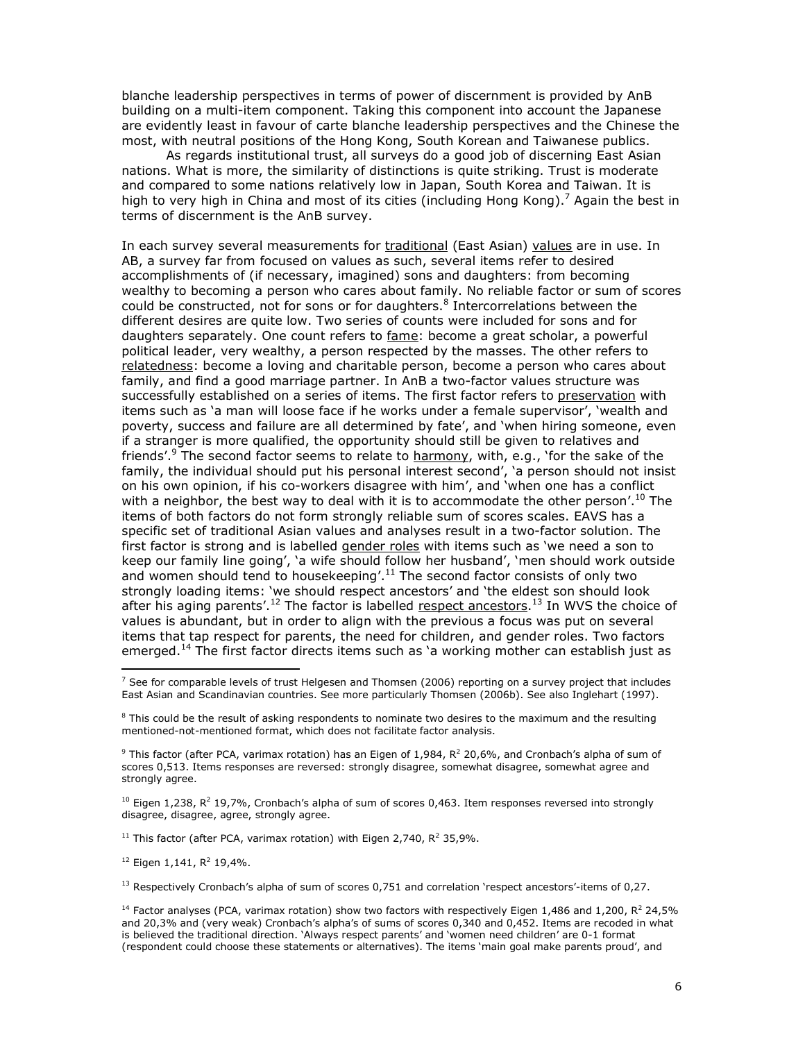blanche leadership perspectives in terms of power of discernment is provided by AnB building on a multi-item component. Taking this component into account the Japanese are evidently least in favour of carte blanche leadership perspectives and the Chinese the most, with neutral positions of the Hong Kong, South Korean and Taiwanese publics.

As regards institutional trust, all surveys do a good job of discerning East Asian nations. What is more, the similarity of distinctions is quite striking. Trust is moderate and compared to some nations relatively low in Japan, South Korea and Taiwan. It is high to very high in China and most of its cities (including Hong Kong).[7] Again the best in terms of discernment is the AnB survey.

In each survey several measurements for traditional (East Asian) values are in use. In AB, a survey far from focused on values as such, several items refer to desired accomplishments of (if necessary, imagined) sons and daughters: from becoming wealthy to becoming a person who cares about family. No reliable factor or sum of scores could be constructed, not for sons or for daughters.[8] Intercorrelations between the different desires are quite low. Two series of counts were included for sons and for daughters separately. One count refers to fame: become a great scholar, a powerful political leader, very wealthy, a person respected by the masses. The other refers to relatedness: become a loving and charitable person, become a person who cares about family, and find a good marriage partner. In AnB a two-factor values structure was successfully established on a series of items. The first factor refers to preservation with items such as 'a man will loose face if he works under a female supervisor', 'wealth and poverty, success and failure are all determined by fate', and 'when hiring someone, even if a stranger is more qualified, the opportunity should still be given to relatives and friends'.[9] The second factor seems to relate to harmony, with, e.g., 'for the sake of the family, the individual should put his personal interest second', 'a person should not insist on his own opinion, if his co-workers disagree with him', and 'when one has a conflict with a neighbor, the best way to deal with it is to accommodate the other person'.[10] The items of both factors do not form strongly reliable sum of scores scales. EAVS has a specific set of traditional Asian values and analyses result in a two-factor solution. The first factor is strong and is labelled gender roles with items such as 'we need a son to keep our family line going', 'a wife should follow her husband', 'men should work outside and women should tend to housekeeping'.[11] The second factor consists of only two strongly loading items: 'we should respect ancestors' and 'the eldest son should look after his aging parents'.[12] The factor is labelled respect ancestors.[13] In WVS the choice of values is abundant, but in order to align with the previous a focus was put on several items that tap respect for parents, the need for children, and gender roles. Two factors emerged.[14] The first factor directs items such as 'a working mother can establish just as

---

[7] See for comparable levels of trust Helgesen and Thomsen (2006) reporting on a survey project that includes East Asian and Scandinavian countries. See more particularly Thomsen (2006b). See also Inglehart (1997).

[8] This could be the result of asking respondents to nominate two desires to the maximum and the resulting mentioned-not-mentioned format, which does not facilitate factor analysis.

[9] This factor (after PCA, varimax rotation) has an Eigen of 1,984, $R^2$ 20,6%, and Cronbach's alpha of sum of scores 0,513. Items responses are reversed: strongly disagree, somewhat disagree, somewhat agree and strongly agree.

[10] Eigen 1,238, $R^2$ 19,7%, Cronbach's alpha of sum of scores 0,463. Item responses reversed into strongly disagree, disagree, agree, strongly agree.

[11] This factor (after PCA, varimax rotation) with Eigen 2,740, $R^2$ 35,9%.

[12] Eigen 1,141, $R^2$ 19,4%.

[13] Respectively Cronbach's alpha of sum of scores 0,751 and correlation 'respect ancestors'-items of 0,27.

[14] Factor analyses (PCA, varimax rotation) show two factors with respectively Eigen 1,486 and 1,200, $R^2$ 24,5% and 20,3% and (very weak) Cronbach's alpha's of sums of scores 0,340 and 0,452. Items are recoded in what is believed the traditional direction. 'Always respect parents' and 'women need children' are 0-1 format (respondent could choose these statements or alternatives). The items 'main goal make parents proud', and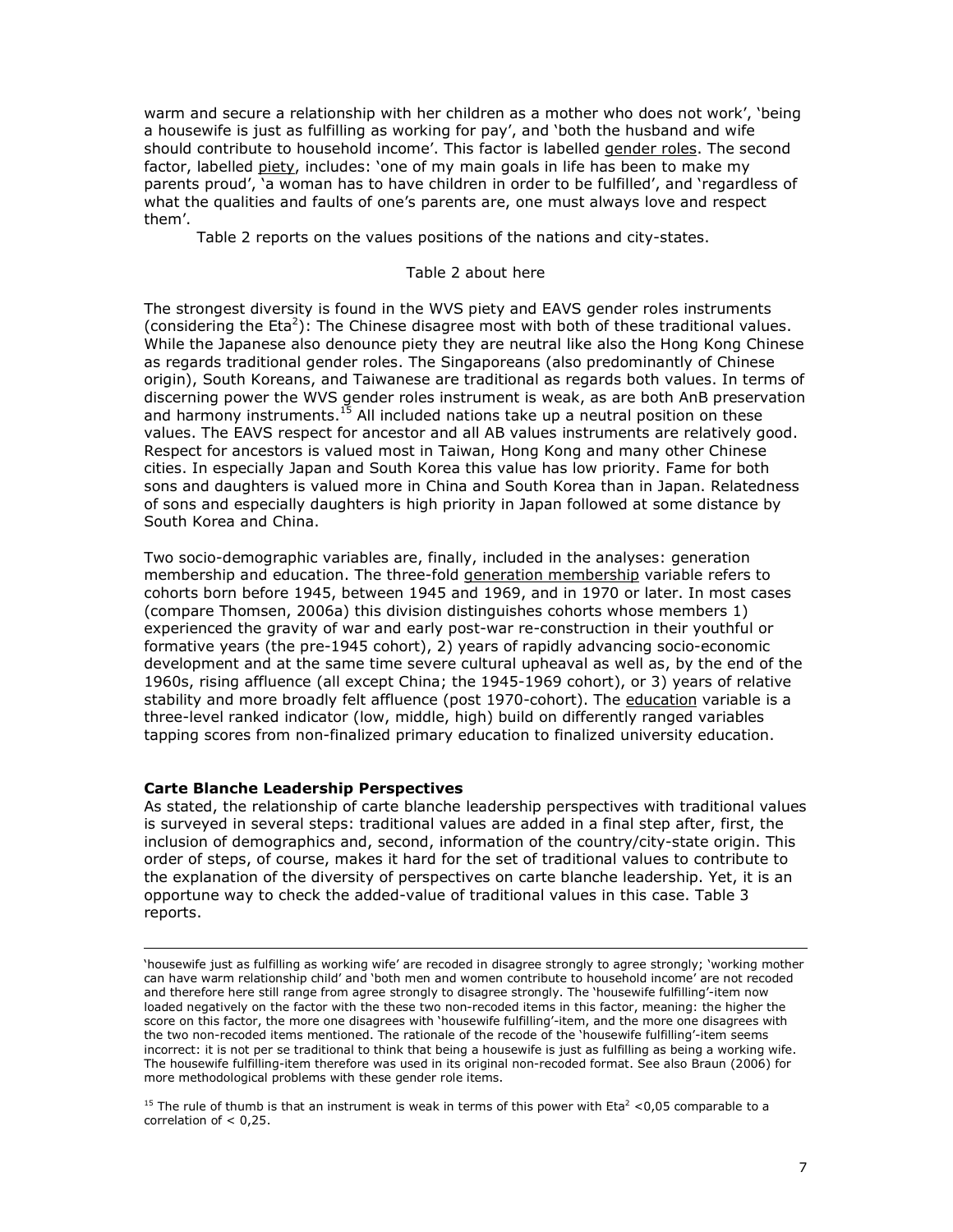warm and secure a relationship with her children as a mother who does not work', 'being a housewife is just as fulfilling as working for pay', and 'both the husband and wife should contribute to household income'. This factor is labelled gender roles. The second factor, labelled piety, includes: 'one of my main goals in life has been to make my parents proud', 'a woman has to have children in order to be fulfilled', and 'regardless of what the qualities and faults of one's parents are, one must always love and respect them'.

Table 2 reports on the values positions of the nations and city-states.

Table 2 about here

The strongest diversity is found in the WVS piety and EAVS gender roles instruments (considering the $Eta^2$): The Chinese disagree most with both of these traditional values. While the Japanese also denounce piety they are neutral like also the Hong Kong Chinese as regards traditional gender roles. The Singaporeans (also predominantly of Chinese origin), South Koreans, and Taiwanese are traditional as regards both values. In terms of discerning power the WVS gender roles instrument is weak, as are both AnB preservation and harmony instruments.[15] All included nations take up a neutral position on these values. The EAVS respect for ancestor and all AB values instruments are relatively good. Respect for ancestors is valued most in Taiwan, Hong Kong and many other Chinese cities. In especially Japan and South Korea this value has low priority. Fame for both sons and daughters is valued more in China and South Korea than in Japan. Relatedness of sons and especially daughters is high priority in Japan followed at some distance by South Korea and China.

Two socio-demographic variables are, finally, included in the analyses: generation membership and education. The three-fold generation membership variable refers to cohorts born before 1945, between 1945 and 1969, and in 1970 or later. In most cases (compare Thomsen, 2006a) this division distinguishes cohorts whose members 1) experienced the gravity of war and early post-war re-construction in their youthful or formative years (the pre-1945 cohort), 2) years of rapidly advancing socio-economic development and at the same time severe cultural upheaval as well as, by the end of the 1960s, rising affluence (all except China; the 1945-1969 cohort), or 3) years of relative stability and more broadly felt affluence (post 1970-cohort). The education variable is a three-level ranked indicator (low, middle, high) build on differently ranged variables tapping scores from non-finalized primary education to finalized university education.

## Carte Blanche Leadership Perspectives

As stated, the relationship of carte blanche leadership perspectives with traditional values is surveyed in several steps: traditional values are added in a final step after, first, the inclusion of demographics and, second, information of the country/city-state origin. This order of steps, of course, makes it hard for the set of traditional values to contribute to the explanation of the diversity of perspectives on carte blanche leadership. Yet, it is an opportune way to check the added-value of traditional values in this case. Table 3 reports.

---

'housewife just as fulfilling as working wife' are recoded in disagree strongly to agree strongly; 'working mother can have warm relationship child' and 'both men and women contribute to household income' are not recoded and therefore here still range from agree strongly to disagree strongly. The 'housewife fulfilling'-item now loaded negatively on the factor with the these two non-recoded items in this factor, meaning: the higher the score on this factor, the more one disagrees with 'housewife fulfilling'-item, and the more one disagrees with the two non-recoded items mentioned. The rationale of the recode of the 'housewife fulfilling'-item seems incorrect: it is not per se traditional to think that being a housewife is just as fulfilling as being a working wife. The housewife fulfilling-item therefore was used in its original non-recoded format. See also Braun (2006) for more methodological problems with these gender role items.

[15] The rule of thumb is that an instrument is weak in terms of this power with $Eta^2$ <0,05 comparable to a correlation of < 0,25.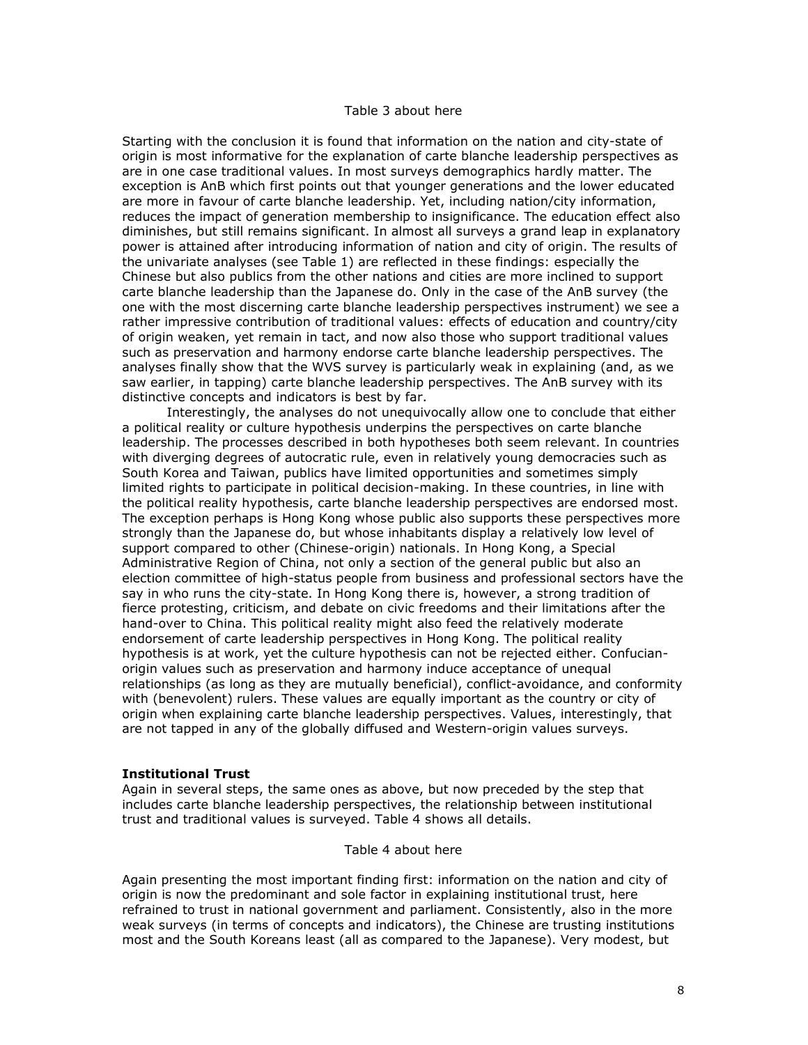Table 3 about here

Starting with the conclusion it is found that information on the nation and city-state of origin is most informative for the explanation of carte blanche leadership perspectives as are in one case traditional values. In most surveys demographics hardly matter. The exception is AnB which first points out that younger generations and the lower educated are more in favour of carte blanche leadership. Yet, including nation/city information, reduces the impact of generation membership to insignificance. The education effect also diminishes, but still remains significant. In almost all surveys a grand leap in explanatory power is attained after introducing information of nation and city of origin. The results of the univariate analyses (see Table 1) are reflected in these findings: especially the Chinese but also publics from the other nations and cities are more inclined to support carte blanche leadership than the Japanese do. Only in the case of the AnB survey (the one with the most discerning carte blanche leadership perspectives instrument) we see a rather impressive contribution of traditional values: effects of education and country/city of origin weaken, yet remain in tact, and now also those who support traditional values such as preservation and harmony endorse carte blanche leadership perspectives. The analyses finally show that the WVS survey is particularly weak in explaining (and, as we saw earlier, in tapping) carte blanche leadership perspectives. The AnB survey with its distinctive concepts and indicators is best by far.

Interestingly, the analyses do not unequivocally allow one to conclude that either a political reality or culture hypothesis underpins the perspectives on carte blanche leadership. The processes described in both hypotheses both seem relevant. In countries with diverging degrees of autocratic rule, even in relatively young democracies such as South Korea and Taiwan, publics have limited opportunities and sometimes simply limited rights to participate in political decision-making. In these countries, in line with the political reality hypothesis, carte blanche leadership perspectives are endorsed most. The exception perhaps is Hong Kong whose public also supports these perspectives more strongly than the Japanese do, but whose inhabitants display a relatively low level of support compared to other (Chinese-origin) nationals. In Hong Kong, a Special Administrative Region of China, not only a section of the general public but also an election committee of high-status people from business and professional sectors have the say in who runs the city-state. In Hong Kong there is, however, a strong tradition of fierce protesting, criticism, and debate on civic freedoms and their limitations after the hand-over to China. This political reality might also feed the relatively moderate endorsement of carte leadership perspectives in Hong Kong. The political reality hypothesis is at work, yet the culture hypothesis can not be rejected either. Confucian-origin values such as preservation and harmony induce acceptance of unequal relationships (as long as they are mutually beneficial), conflict-avoidance, and conformity with (benevolent) rulers. These values are equally important as the country or city of origin when explaining carte blanche leadership perspectives. Values, interestingly, that are not tapped in any of the globally diffused and Western-origin values surveys.

**Institutional Trust**

Again in several steps, the same ones as above, but now preceded by the step that includes carte blanche leadership perspectives, the relationship between institutional trust and traditional values is surveyed. Table 4 shows all details.

Table 4 about here

Again presenting the most important finding first: information on the nation and city of origin is now the predominant and sole factor in explaining institutional trust, here refrained to trust in national government and parliament. Consistently, also in the more weak surveys (in terms of concepts and indicators), the Chinese are trusting institutions most and the South Koreans least (all as compared to the Japanese). Very modest, but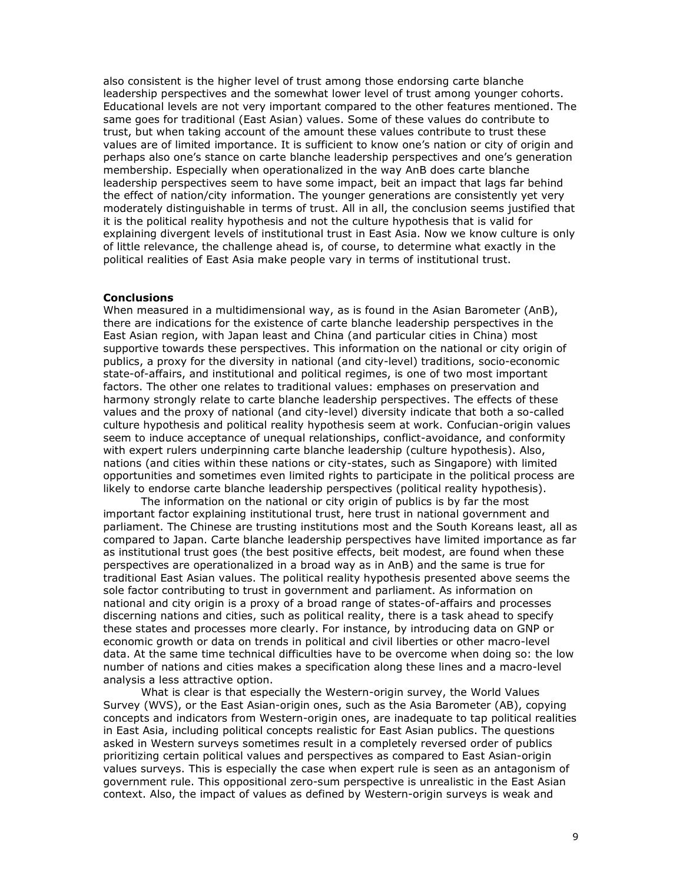also consistent is the higher level of trust among those endorsing carte blanche leadership perspectives and the somewhat lower level of trust among younger cohorts. Educational levels are not very important compared to the other features mentioned. The same goes for traditional (East Asian) values. Some of these values do contribute to trust, but when taking account of the amount these values contribute to trust these values are of limited importance. It is sufficient to know one's nation or city of origin and perhaps also one's stance on carte blanche leadership perspectives and one's generation membership. Especially when operationalized in the way AnB does carte blanche leadership perspectives seem to have some impact, beit an impact that lags far behind the effect of nation/city information. The younger generations are consistently yet very moderately distinguishable in terms of trust. All in all, the conclusion seems justified that it is the political reality hypothesis and not the culture hypothesis that is valid for explaining divergent levels of institutional trust in East Asia. Now we know culture is only of little relevance, the challenge ahead is, of course, to determine what exactly in the political realities of East Asia make people vary in terms of institutional trust.

**Conclusions**

When measured in a multidimensional way, as is found in the Asian Barometer (AnB), there are indications for the existence of carte blanche leadership perspectives in the East Asian region, with Japan least and China (and particular cities in China) most supportive towards these perspectives. This information on the national or city origin of publics, a proxy for the diversity in national (and city-level) traditions, socio-economic state-of-affairs, and institutional and political regimes, is one of two most important factors. The other one relates to traditional values: emphases on preservation and harmony strongly relate to carte blanche leadership perspectives. The effects of these values and the proxy of national (and city-level) diversity indicate that both a so-called culture hypothesis and political reality hypothesis seem at work. Confucian-origin values seem to induce acceptance of unequal relationships, conflict-avoidance, and conformity with expert rulers underpinning carte blanche leadership (culture hypothesis). Also, nations (and cities within these nations or city-states, such as Singapore) with limited opportunities and sometimes even limited rights to participate in the political process are likely to endorse carte blanche leadership perspectives (political reality hypothesis).

The information on the national or city origin of publics is by far the most important factor explaining institutional trust, here trust in national government and parliament. The Chinese are trusting institutions most and the South Koreans least, all as compared to Japan. Carte blanche leadership perspectives have limited importance as far as institutional trust goes (the best positive effects, beit modest, are found when these perspectives are operationalized in a broad way as in AnB) and the same is true for traditional East Asian values. The political reality hypothesis presented above seems the sole factor contributing to trust in government and parliament. As information on national and city origin is a proxy of a broad range of states-of-affairs and processes discerning nations and cities, such as political reality, there is a task ahead to specify these states and processes more clearly. For instance, by introducing data on GNP or economic growth or data on trends in political and civil liberties or other macro-level data. At the same time technical difficulties have to be overcome when doing so: the low number of nations and cities makes a specification along these lines and a macro-level analysis a less attractive option.

What is clear is that especially the Western-origin survey, the World Values Survey (WVS), or the East Asian-origin ones, such as the Asia Barometer (AB), copying concepts and indicators from Western-origin ones, are inadequate to tap political realities in East Asia, including political concepts realistic for East Asian publics. The questions asked in Western surveys sometimes result in a completely reversed order of publics prioritizing certain political values and perspectives as compared to East Asian-origin values surveys. This is especially the case when expert rule is seen as an antagonism of government rule. This oppositional zero-sum perspective is unrealistic in the East Asian context. Also, the impact of values as defined by Western-origin surveys is weak and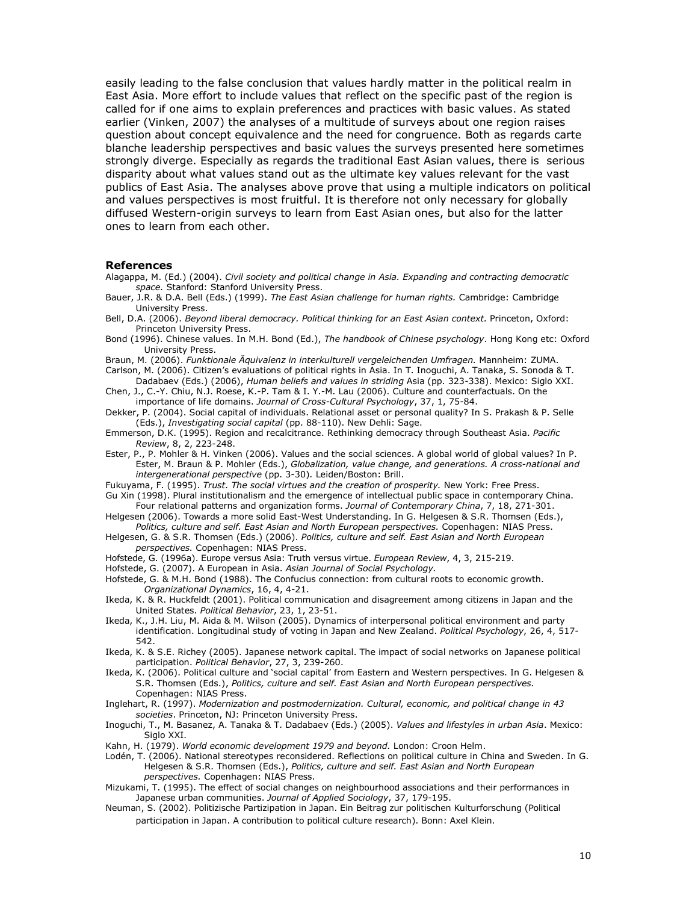easily leading to the false conclusion that values hardly matter in the political realm in East Asia. More effort to include values that reflect on the specific past of the region is called for if one aims to explain preferences and practices with basic values. As stated earlier (Vinken, 2007) the analyses of a multitude of surveys about one region raises question about concept equivalence and the need for congruence. Both as regards carte blanche leadership perspectives and basic values the surveys presented here sometimes strongly diverge. Especially as regards the traditional East Asian values, there is serious disparity about what values stand out as the ultimate key values relevant for the vast publics of East Asia. The analyses above prove that using a multiple indicators on political and values perspectives is most fruitful. It is therefore not only necessary for globally diffused Western-origin surveys to learn from East Asian ones, but also for the latter ones to learn from each other.

## References

Alagappa, M. (Ed.) (2004). *Civil society and political change in Asia. Expanding and contracting democratic space.* Stanford: Stanford University Press.

Bauer, J.R. & D.A. Bell (Eds.) (1999). *The East Asian challenge for human rights.* Cambridge: Cambridge University Press.

Bell, D.A. (2006). *Beyond liberal democracy. Political thinking for an East Asian context.* Princeton, Oxford: Princeton University Press.

Bond (1996). Chinese values. In M.H. Bond (Ed.), *The handbook of Chinese psychology*. Hong Kong etc: Oxford University Press.

Braun, M. (2006). *Funktionale Äquivalenz in interkulturell vergeleichenden Umfragen.* Mannheim: ZUMA.

Carlson, M. (2006). Citizen's evaluations of political rights in Asia. In T. Inoguchi, A. Tanaka, S. Sonoda & T. Dadabaev (Eds.) (2006), *Human beliefs and values in striding* Asia (pp. 323-338). Mexico: Siglo XXI.

Chen, J., C.-Y. Chiu, N.J. Roese, K.-P. Tam & I. Y.-M. Lau (2006). Culture and counterfactuals. On the importance of life domains. *Journal of Cross-Cultural Psychology*, 37, 1, 75-84.

Dekker, P. (2004). Social capital of individuals. Relational asset or personal quality? In S. Prakash & P. Selle (Eds.), *Investigating social capital* (pp. 88-110). New Dehli: Sage.

Emmerson, D.K. (1995). Region and recalcitrance. Rethinking democracy through Southeast Asia. *Pacific Review*, 8, 2, 223-248.

Ester, P., P. Mohler & H. Vinken (2006). Values and the social sciences. A global world of global values? In P. Ester, M. Braun & P. Mohler (Eds.), *Globalization, value change, and generations. A cross-national and intergenerational perspective* (pp. 3-30). Leiden/Boston: Brill.

Fukuyama, F. (1995). *Trust. The social virtues and the creation of prosperity.* New York: Free Press.

Gu Xin (1998). Plural institutionalism and the emergence of intellectual public space in contemporary China. Four relational patterns and organization forms. *Journal of Contemporary China*, 7, 18, 271-301.

Helgesen (2006). Towards a more solid East-West Understanding. In G. Helgesen & S.R. Thomsen (Eds.), *Politics, culture and self. East Asian and North European perspectives.* Copenhagen: NIAS Press.

Helgesen, G. & S.R. Thomsen (Eds.) (2006). *Politics, culture and self. East Asian and North European perspectives.* Copenhagen: NIAS Press.

Hofstede, G. (1996a). Europe versus Asia: Truth versus virtue. *European Review*, 4, 3, 215-219.

Hofstede, G. (2007). A European in Asia. *Asian Journal of Social Psychology.*

Hofstede, G. & M.H. Bond (1988). The Confucius connection: from cultural roots to economic growth. *Organizational Dynamics*, 16, 4, 4-21.

Ikeda, K. & R. Huckfeldt (2001). Political communication and disagreement among citizens in Japan and the United States. *Political Behavior*, 23, 1, 23-51.

Ikeda, K., J.H. Liu, M. Aida & M. Wilson (2005). Dynamics of interpersonal political environment and party identification. Longitudinal study of voting in Japan and New Zealand. *Political Psychology*, 26, 4, 517-542.

Ikeda, K. & S.E. Richey (2005). Japanese network capital. The impact of social networks on Japanese political participation. *Political Behavior*, 27, 3, 239-260.

Ikeda, K. (2006). Political culture and 'social capital' from Eastern and Western perspectives. In G. Helgesen & S.R. Thomsen (Eds.), *Politics, culture and self. East Asian and North European perspectives.* Copenhagen: NIAS Press.

Inglehart, R. (1997). *Modernization and postmodernization. Cultural, economic, and political change in 43 societies*. Princeton, NJ: Princeton University Press.

Inoguchi, T., M. Basanez, A. Tanaka & T. Dadabaev (Eds.) (2005). *Values and lifestyles in urban Asia*. Mexico: Siglo XXI.

Kahn, H. (1979). *World economic development 1979 and beyond.* London: Croon Helm.

Lodén, T. (2006). National stereotypes reconsidered. Reflections on political culture in China and Sweden. In G. Helgesen & S.R. Thomsen (Eds.), *Politics, culture and self. East Asian and North European perspectives.* Copenhagen: NIAS Press.

Mizukami, T. (1995). The effect of social changes on neighbourhood associations and their performances in Japanese urban communities. *Journal of Applied Sociology*, 37, 179-195.

Neuman, S. (2002). Politizische Partizipation in Japan. Ein Beitrag zur politischen Kulturforschung (Political participation in Japan. A contribution to political culture research). Bonn: Axel Klein.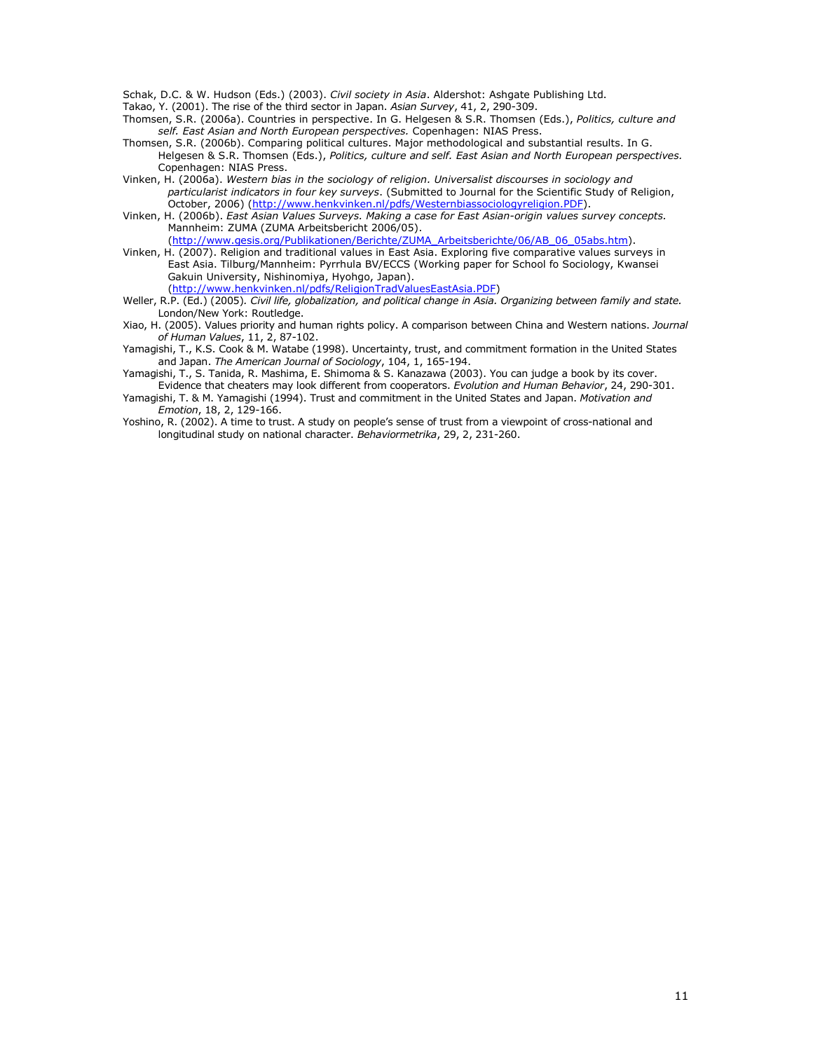Schak, D.C. & W. Hudson (Eds.) (2003). *Civil society in Asia*. Aldershot: Ashgate Publishing Ltd.

Takao, Y. (2001). The rise of the third sector in Japan. *Asian Survey*, 41, 2, 290-309.

Thomsen, S.R. (2006a). Countries in perspective. In G. Helgesen & S.R. Thomsen (Eds.), *Politics, culture and self. East Asian and North European perspectives.* Copenhagen: NIAS Press.

Thomsen, S.R. (2006b). Comparing political cultures. Major methodological and substantial results. In G. Helgesen & S.R. Thomsen (Eds.), *Politics, culture and self. East Asian and North European perspectives.* Copenhagen: NIAS Press.

Vinken, H. (2006a). *Western bias in the sociology of religion. Universalist discourses in sociology and particularist indicators in four key surveys*. (Submitted to Journal for the Scientific Study of Religion, October, 2006) (http://www.henkvinken.nl/pdfs/Westernbiassociologyreligion.PDF).

Vinken, H. (2006b). *East Asian Values Surveys. Making a case for East Asian-origin values survey concepts.* Mannheim: ZUMA (ZUMA Arbeitsbericht 2006/05). (http://www.gesis.org/Publikationen/Berichte/ZUMA_Arbeitsberichte/06/AB_06_05abs.htm).

Vinken, H. (2007). Religion and traditional values in East Asia. Exploring five comparative values surveys in East Asia. Tilburg/Mannheim: Pyrrhula BV/ECCS (Working paper for School fo Sociology, Kwansei Gakuin University, Nishinomiya, Hyohgo, Japan). (http://www.henkvinken.nl/pdfs/ReligionTradValuesEastAsia.PDF)

Weller, R.P. (Ed.) (2005). *Civil life, globalization, and political change in Asia. Organizing between family and state.* London/New York: Routledge.

Xiao, H. (2005). Values priority and human rights policy. A comparison between China and Western nations. *Journal of Human Values*, 11, 2, 87-102.

Yamagishi, T., K.S. Cook & M. Watabe (1998). Uncertainty, trust, and commitment formation in the United States and Japan. *The American Journal of Sociology*, 104, 1, 165-194.

Yamagishi, T., S. Tanida, R. Mashima, E. Shimoma & S. Kanazawa (2003). You can judge a book by its cover. Evidence that cheaters may look different from cooperators. *Evolution and Human Behavior*, 24, 290-301.

Yamagishi, T. & M. Yamagishi (1994). Trust and commitment in the United States and Japan. *Motivation and Emotion*, 18, 2, 129-166.

Yoshino, R. (2002). A time to trust. A study on people's sense of trust from a viewpoint of cross-national and longitudinal study on national character. *Behaviormetrika*, 29, 2, 231-260.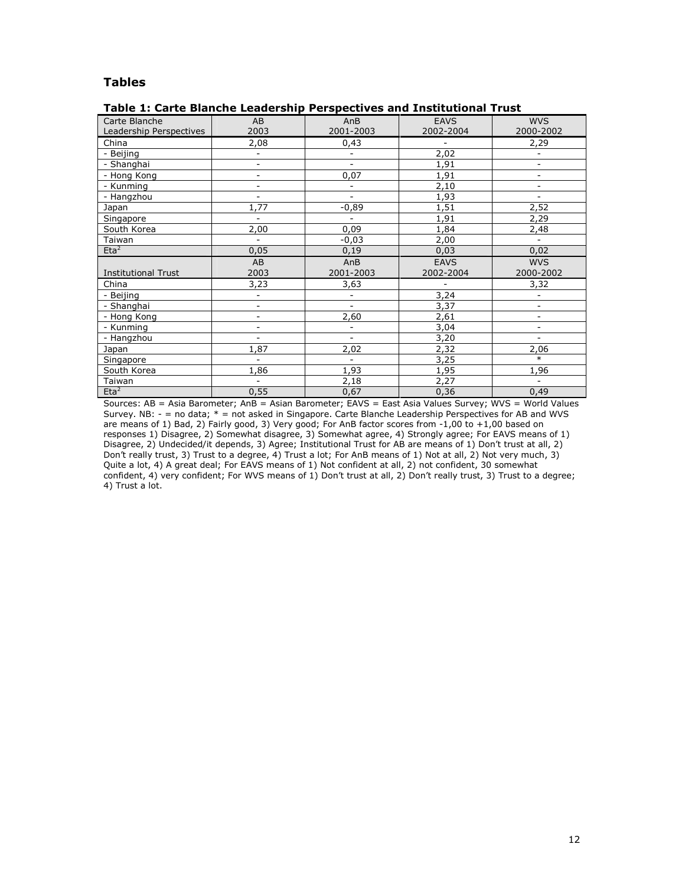## Tables

**Table 1: Carte Blanche Leadership Perspectives and Institutional Trust**

| Carte Blanche Leadership Perspectives | AB 2003 | AnB 2001-2003 | EAVS 2002-2004 | WVS 2000-2002 |
|---|---|---|---|---|
| China | 2,08 | 0,43 | - | 2,29 |
| - Beijing | - | - | 2,02 | - |
| - Shanghai | - | - | 1,91 | - |
| - Hong Kong | - | 0,07 | 1,91 | - |
| - Kunming | - | - | 2,10 | - |
| - Hangzhou | - | - | 1,93 | - |
| Japan | 1,77 | -0,89 | 1,51 | 2,52 |
| Singapore | - | - | 1,91 | 2,29 |
| South Korea | 2,00 | 0,09 | 1,84 | 2,48 |
| Taiwan | - | -0,03 | 2,00 | - |
| $Eta^2$ | 0,05 | 0,19 | 0,03 | 0,02 |
| **Institutional Trust** | **AB 2003** | **AnB 2001-2003** | **EAVS 2002-2004** | **WVS 2000-2002** |
| China | 3,23 | 3,63 | - | 3,32 |
| - Beijing | - | - | 3,24 | - |
| - Shanghai | - | - | 3,37 | - |
| - Hong Kong | - | 2,60 | 2,61 | - |
| - Kunming | - | - | 3,04 | - |
| - Hangzhou | - | - | 3,20 | - |
| Japan | 1,87 | 2,02 | 2,32 | 2,06 |
| Singapore | - | - | 3,25 | * |
| South Korea | 1,86 | 1,93 | 1,95 | 1,96 |
| Taiwan | - | 2,18 | 2,27 | - |
| $Eta^2$ | 0,55 | 0,67 | 0,36 | 0,49 |

Sources: AB = Asia Barometer; AnB = Asian Barometer; EAVS = East Asia Values Survey; WVS = World Values Survey. NB: - = no data; * = not asked in Singapore. Carte Blanche Leadership Perspectives for AB and WVS are means of 1) Bad, 2) Fairly good, 3) Very good; For AnB factor scores from -1,00 to +1,00 based on responses 1) Disagree, 2) Somewhat disagree, 3) Somewhat agree, 4) Strongly agree; For EAVS means of 1) Disagree, 2) Undecided/it depends, 3) Agree; Institutional Trust for AB are means of 1) Don't trust at all, 2) Don't really trust, 3) Trust to a degree, 4) Trust a lot; For AnB means of 1) Not at all, 2) Not very much, 3) Quite a lot, 4) A great deal; For EAVS means of 1) Not confident at all, 2) not confident, 30 somewhat confident, 4) very confident; For WVS means of 1) Don't trust at all, 2) Don't really trust, 3) Trust to a degree; 4) Trust a lot.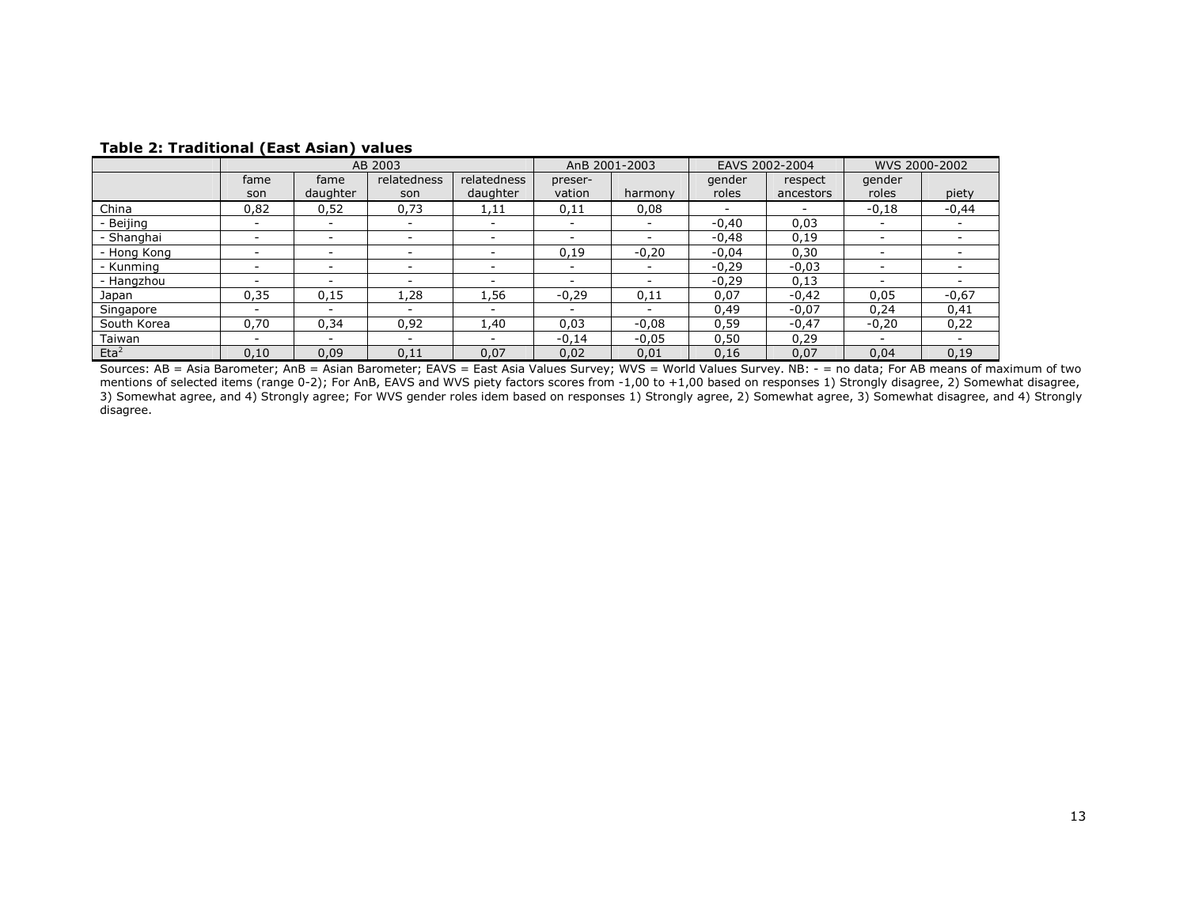**Table 2: Traditional (East Asian) values**

| | AB 2003 | | | | AnB 2001-2003 | | EAVS 2002-2004 | | WVS 2000-2002 | |
|---|---|---|---|---|---|---|---|---|---|---|
| | fame son | fame daughter | relatedness son | relatedness daughter | preser-vation | harmony | gender roles | respect ancestors | gender roles | piety |
| China | 0,82 | 0,52 | 0,73 | 1,11 | 0,11 | 0,08 | - | - | -0,18 | -0,44 |
| - Beijing | - | - | - | - | - | - | -0,40 | 0,03 | - | - |
| - Shanghai | - | - | - | - | - | - | -0,48 | 0,19 | - | - |
| - Hong Kong | - | - | - | - | 0,19 | -0,20 | -0,04 | 0,30 | - | - |
| - Kunming | - | - | - | - | - | - | -0,29 | -0,03 | - | - |
| - Hangzhou | - | - | - | - | - | - | -0,29 | 0,13 | - | - |
| Japan | 0,35 | 0,15 | 1,28 | 1,56 | -0,29 | 0,11 | 0,07 | -0,42 | 0,05 | -0,67 |
| Singapore | - | - | - | - | - | - | 0,49 | -0,07 | 0,24 | 0,41 |
| South Korea | 0,70 | 0,34 | 0,92 | 1,40 | 0,03 | -0,08 | 0,59 | -0,47 | -0,20 | 0,22 |
| Taiwan | - | - | - | - | -0,14 | -0,05 | 0,50 | 0,29 | - | - |
| $Eta^2$ | 0,10 | 0,09 | 0,11 | 0,07 | 0,02 | 0,01 | 0,16 | 0,07 | 0,04 | 0,19 |

Sources: AB = Asia Barometer; AnB = Asian Barometer; EAVS = East Asia Values Survey; WVS = World Values Survey. NB: - = no data; For AB means of maximum of two mentions of selected items (range 0-2); For AnB, EAVS and WVS piety factors scores from -1,00 to +1,00 based on responses 1) Strongly disagree, 2) Somewhat disagree, 3) Somewhat agree, and 4) Strongly agree; For WVS gender roles idem based on responses 1) Strongly agree, 2) Somewhat agree, 3) Somewhat disagree, and 4) Strongly disagree.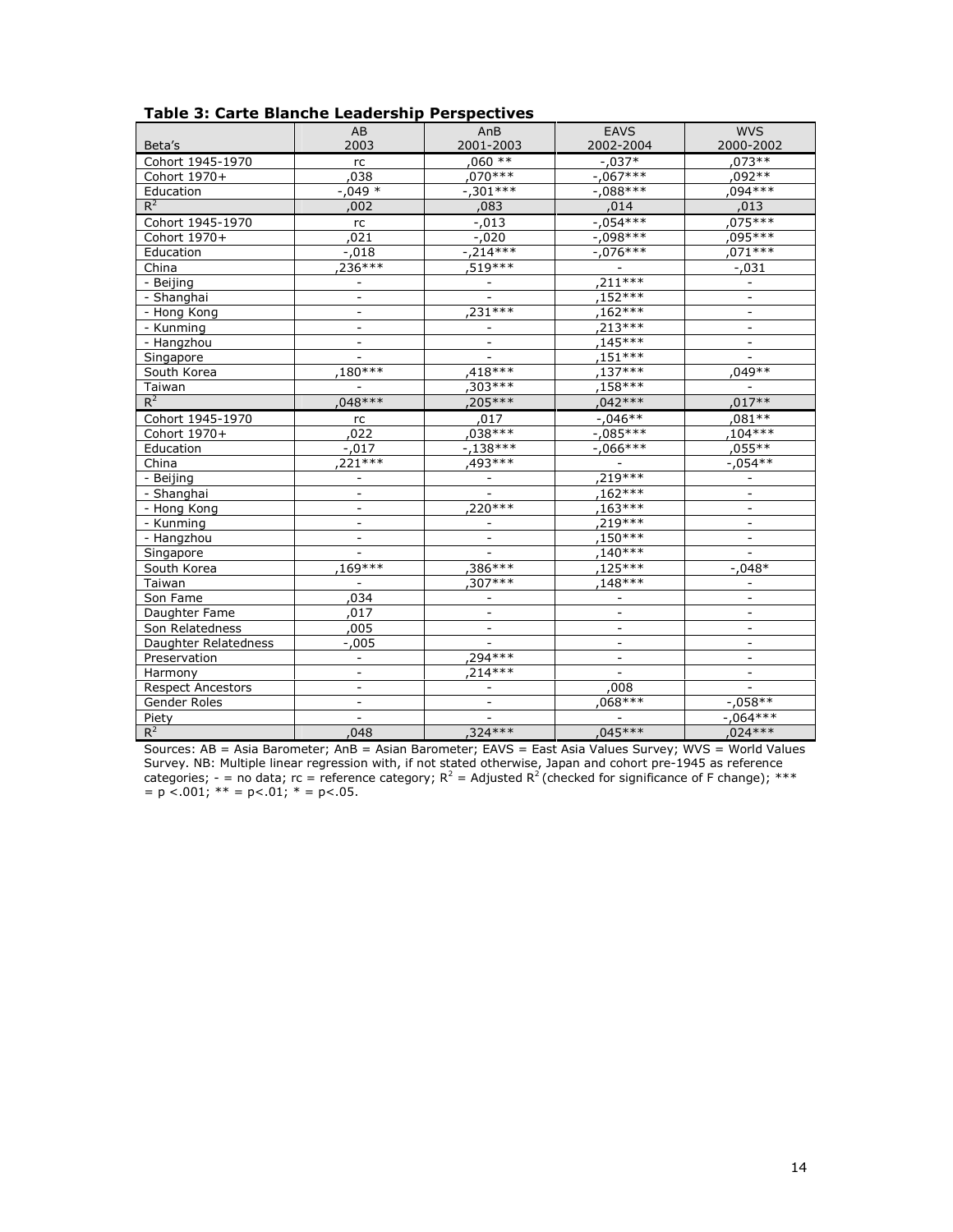**Table 3: Carte Blanche Leadership Perspectives**

| Beta's | AB 2003 | AnB 2001-2003 | EAVS 2002-2004 | WVS 2000-2002 |
|---|---|---|---|---|
| Cohort 1945-1970 | rc | ,060 ** | -,037* | ,073** |
| Cohort 1970+ | ,038 | ,070*** | -,067*** | ,092** |
| Education | -,049 * | -,301*** | -,088*** | ,094*** |
| $R^2$ | ,002 | ,083 | ,014 | ,013 |
| Cohort 1945-1970 | rc | -,013 | -,054*** | ,075*** |
| Cohort 1970+ | ,021 | -,020 | -,098*** | ,095*** |
| Education | -,018 | -,214*** | -,076*** | ,071*** |
| China | ,236*** | ,519*** | - | -,031 |
| - Beijing | - | - | ,211*** | - |
| - Shanghai | - | - | ,152*** | - |
| - Hong Kong | - | ,231*** | ,162*** | - |
| - Kunming | - | - | ,213*** | - |
| - Hangzhou | - | - | ,145*** | - |
| Singapore | - | - | ,151*** | - |
| South Korea | ,180*** | ,418*** | ,137*** | ,049** |
| Taiwan | - | ,303*** | ,158*** | - |
| $R^2$ | ,048*** | ,205*** | ,042*** | ,017** |
| Cohort 1945-1970 | rc | ,017 | -,046** | ,081** |
| Cohort 1970+ | ,022 | ,038*** | -,085*** | ,104*** |
| Education | -,017 | -,138*** | -,066*** | ,055** |
| China | ,221*** | ,493*** | - | -,054** |
| - Beijing | - | - | ,219*** | - |
| - Shanghai | - | - | ,162*** | - |
| - Hong Kong | - | ,220*** | ,163*** | - |
| - Kunming | - | - | ,219*** | - |
| - Hangzhou | - | - | ,150*** | - |
| Singapore | - | - | ,140*** | - |
| South Korea | ,169*** | ,386*** | ,125*** | -,048* |
| Taiwan | - | ,307*** | ,148*** | - |
| Son Fame | ,034 | - | - | - |
| Daughter Fame | ,017 | - | - | - |
| Son Relatedness | ,005 | - | - | - |
| Daughter Relatedness | -,005 | - | - | - |
| Preservation | - | ,294*** | - | - |
| Harmony | - | ,214*** | - | - |
| Respect Ancestors | - | - | ,008 | - |
| Gender Roles | - | - | ,068*** | -,058** |
| Piety | - | - | - | -,064*** |
| $R^2$ | ,048 | ,324*** | ,045*** | ,024*** |

Sources: AB = Asia Barometer; AnB = Asian Barometer; EAVS = East Asia Values Survey; WVS = World Values Survey. NB: Multiple linear regression with, if not stated otherwise, Japan and cohort pre-1945 as reference categories; - = no data; rc = reference category; $R^2$ = Adjusted $R^2$ (checked for significance of F change); *** = p <.001; ** = p<.01; * = p<.05.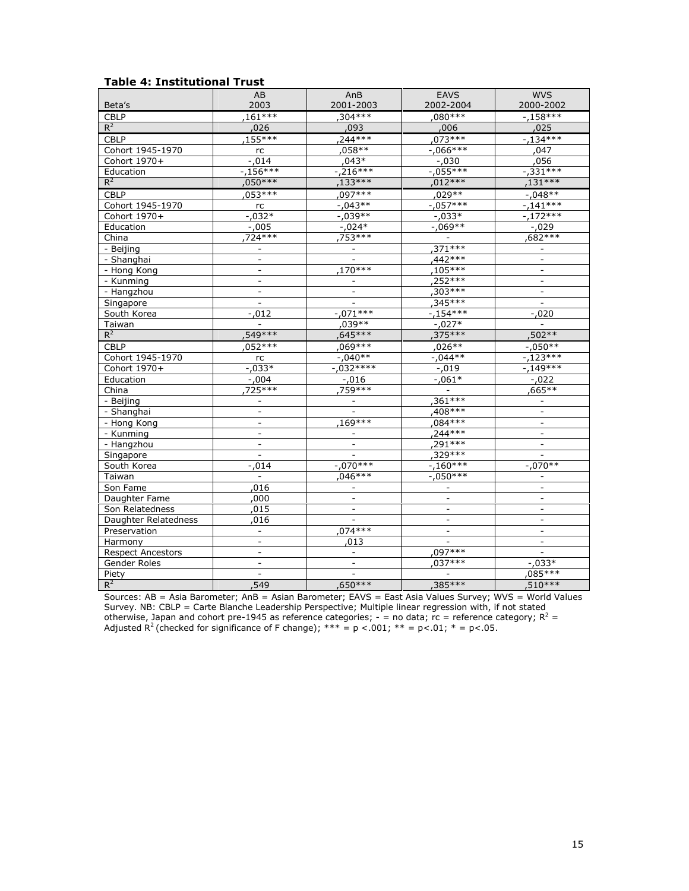**Table 4: Institutional Trust**

| Beta's | AB 2003 | AnB 2001-2003 | EAVS 2002-2004 | WVS 2000-2002 |
|---|---|---|---|---|
| CBLP | ,161*** | ,304*** | ,080*** | -,158*** |
| $R^2$ | ,026 | ,093 | ,006 | ,025 |
| CBLP | ,155*** | ,244*** | ,073*** | -,134*** |
| Cohort 1945-1970 | rc | ,058** | -,066*** | ,047 |
| Cohort 1970+ | -,014 | ,043* | -,030 | ,056 |
| Education | -,156*** | -,216*** | -,055*** | -,331*** |
| $R^2$ | ,050*** | ,133*** | ,012*** | ,131*** |
| CBLP | ,053*** | ,097*** | ,029** | -,048** |
| Cohort 1945-1970 | rc | -,043** | -,057*** | -,141*** |
| Cohort 1970+ | -,032* | -,039** | -,033* | -,172*** |
| Education | -,005 | -,024* | -,069** | -,029 |
| China | ,724*** | ,753*** | - | ,682*** |
| - Beijing | - | - | ,371*** | - |
| - Shanghai | - | - | ,442*** | - |
| - Hong Kong | - | ,170*** | ,105*** | - |
| - Kunming | - | - | ,252*** | - |
| - Hangzhou | - | - | ,303*** | - |
| Singapore | - | - | ,345*** | - |
| South Korea | -,012 | -,071*** | -,154*** | -,020 |
| Taiwan | - | ,039** | -,027* | - |
| $R^2$ | ,549*** | ,645*** | ,375*** | ,502** |
| CBLP | ,052*** | ,069*** | ,026** | -,050** |
| Cohort 1945-1970 | rc | -,040** | -,044** | -,123*** |
| Cohort 1970+ | -,033* | -,032**** | -,019 | -,149*** |
| Education | -,004 | -,016 | -,061* | -,022 |
| China | ,725*** | ,759*** | - | ,665** |
| - Beijing | - | - | ,361*** | - |
| - Shanghai | - | - | ,408*** | - |
| - Hong Kong | - | ,169*** | ,084*** | - |
| - Kunming | - | - | ,244*** | - |
| - Hangzhou | - | - | ,291*** | - |
| Singapore | - | - | ,329*** | - |
| South Korea | -,014 | -,070*** | -,160*** | -,070** |
| Taiwan | - | ,046*** | -,050*** | - |
| Son Fame | ,016 | - | - | - |
| Daughter Fame | ,000 | - | - | - |
| Son Relatedness | ,015 | - | - | - |
| Daughter Relatedness | ,016 | - | - | - |
| Preservation | - | ,074*** | - | - |
| Harmony | - | ,013 | - | - |
| Respect Ancestors | - | - | ,097*** | - |
| Gender Roles | - | - | ,037*** | -,033* |
| Piety | - | - | - | ,085*** |
| $R^2$ | ,549 | ,650*** | ,385*** | ,510*** |

Sources: AB = Asia Barometer; AnB = Asian Barometer; EAVS = East Asia Values Survey; WVS = World Values Survey. NB: CBLP = Carte Blanche Leadership Perspective; Multiple linear regression with, if not stated otherwise, Japan and cohort pre-1945 as reference categories; - = no data; rc = reference category; $R^2$ = Adjusted $R^2$ (checked for significance of F change); *** = p <.001; ** = p<.01; * = p<.05.